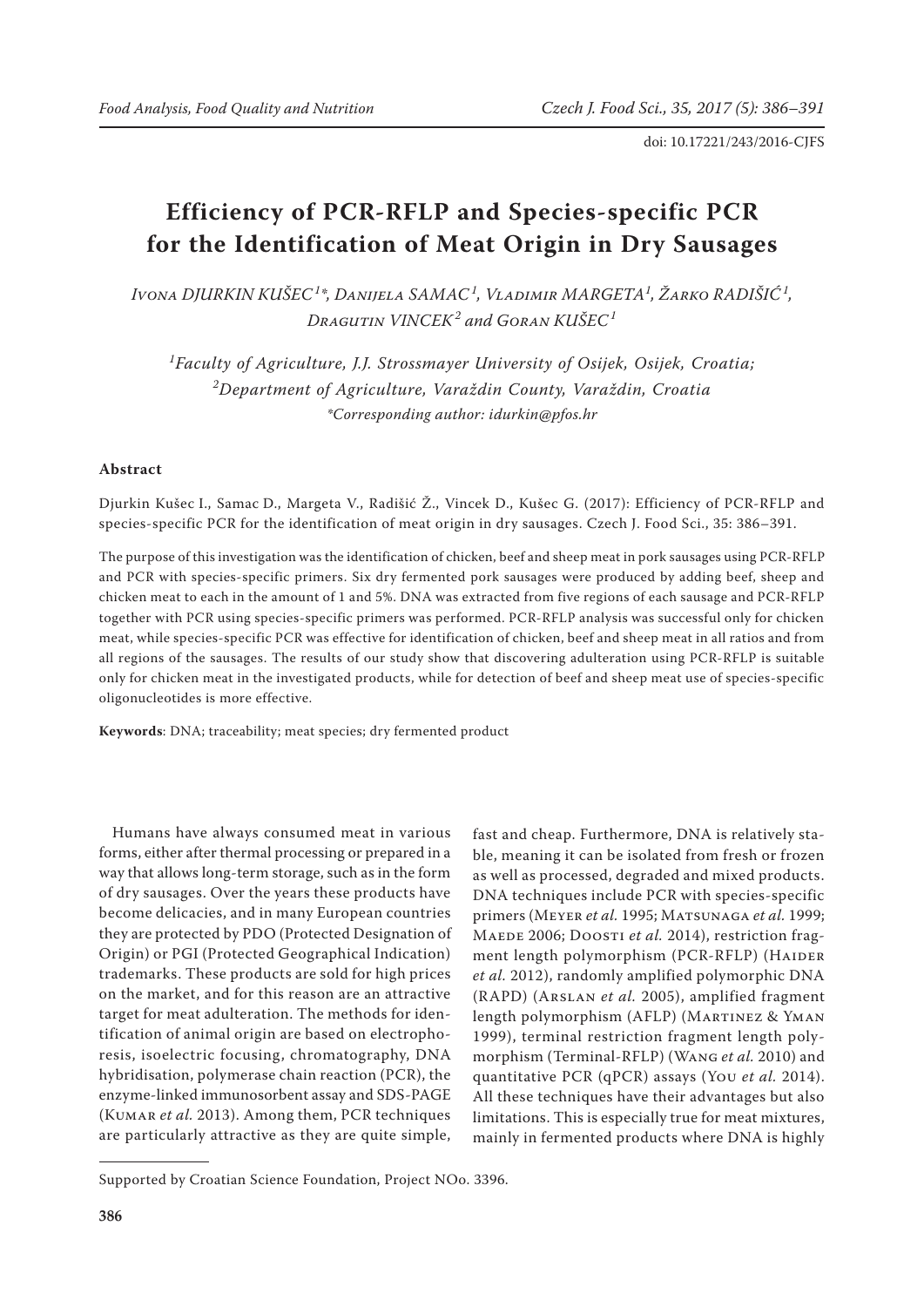doi: 10.17221/243/2016-CJFS

# Efficiency of PCR-RFLP and Species-specific PCR for the Identification of Meat Origin in Dry Sausages

*Ivona DJURKIN KUŠEC[1]*, Danijela SAMAC[1], Vladimir MARGETA[1], Žarko RADIŠIĆ[1], Dragutin VINCEK[2] and Goran KUŠEC[1]*

*[1]Faculty of Agriculture, J.J. Strossmayer University of Osijek, Osijek, Croatia;*
*[2]Department of Agriculture, Varaždin County, Varaždin, Croatia*
*\*Corresponding author: idurkin@pfos.hr*

### Abstract

Djurkin Kušec I., Samac D., Margeta V., Radišić Ž., Vincek D., Kušec G. (2017): Efficiency of PCR-RFLP and species-specific PCR for the identification of meat origin in dry sausages. Czech J. Food Sci., 35: 386–391.

The purpose of this investigation was the identification of chicken, beef and sheep meat in pork sausages using PCR-RFLP and PCR with species-specific primers. Six dry fermented pork sausages were produced by adding beef, sheep and chicken meat to each in the amount of 1 and 5%. DNA was extracted from five regions of each sausage and PCR-RFLP together with PCR using species-specific primers was performed. PCR-RFLP analysis was successful only for chicken meat, while species-specific PCR was effective for identification of chicken, beef and sheep meat in all ratios and from all regions of the sausages. The results of our study show that discovering adulteration using PCR-RFLP is suitable only for chicken meat in the investigated products, while for detection of beef and sheep meat use of species-specific oligonucleotides is more effective.

**Keywords**: DNA; traceability; meat species; dry fermented product

Humans have always consumed meat in various forms, either after thermal processing or prepared in a way that allows long-term storage, such as in the form of dry sausages. Over the years these products have become delicacies, and in many European countries they are protected by PDO (Protected Designation of Origin) or PGI (Protected Geographical Indication) trademarks. These products are sold for high prices on the market, and for this reason are an attractive target for meat adulteration. The methods for identification of animal origin are based on electrophoresis, isoelectric focusing, chromatography, DNA hybridisation, polymerase chain reaction (PCR), the enzyme-linked immunosorbent assay and SDS-PAGE (Kumar *et al.* 2013). Among them, PCR techniques are particularly attractive as they are quite simple, fast and cheap. Furthermore, DNA is relatively stable, meaning it can be isolated from fresh or frozen as well as processed, degraded and mixed products. DNA techniques include PCR with species-specific primers (Meyer *et al.* 1995; Matsunaga *et al.* 1999; Maede 2006; Doosti *et al.* 2014), restriction fragment length polymorphism (PCR-RFLP) (Haider *et al.* 2012), randomly amplified polymorphic DNA (RAPD) (Arslan *et al.* 2005), amplified fragment length polymorphism (AFLP) (Martinez & Yman 1999), terminal restriction fragment length polymorphism (Terminal-RFLP) (Wang *et al.* 2010) and quantitative PCR (qPCR) assays (You *et al.* 2014). All these techniques have their advantages but also limitations. This is especially true for meat mixtures, mainly in fermented products where DNA is highly

Supported by Croatian Science Foundation, Project NOo. 3396.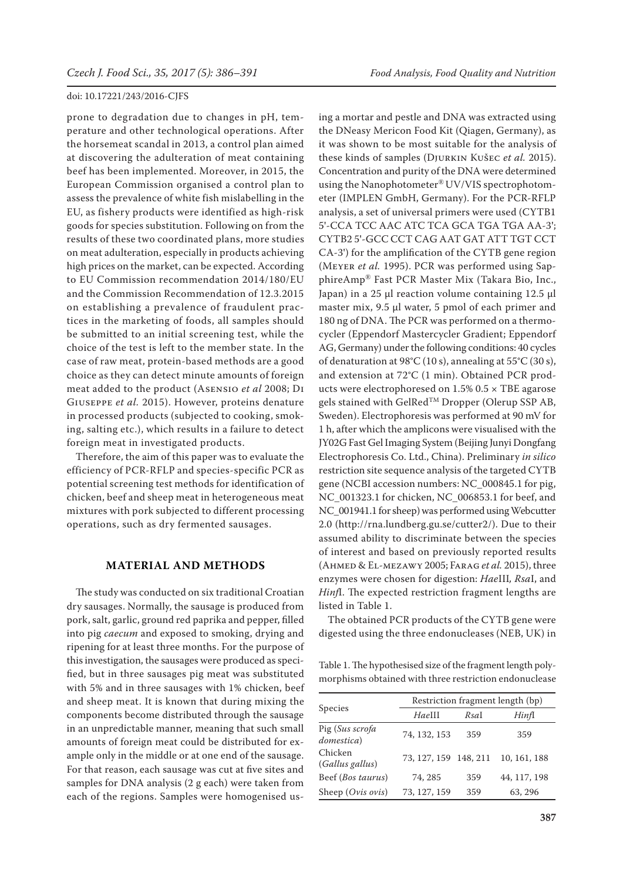prone to degradation due to changes in pH, temperature and other technological operations. After the horsemeat scandal in 2013, a control plan aimed at discovering the adulteration of meat containing beef has been implemented. Moreover, in 2015, the European Commission organised a control plan to assess the prevalence of white fish mislabelling in the EU, as fishery products were identified as high-risk goods for species substitution. Following on from the results of these two coordinated plans, more studies on meat adulteration, especially in products achieving high prices on the market, can be expected. According to EU Commission recommendation 2014/180/EU and the Commission Recommendation of 12.3.2015 on establishing a prevalence of fraudulent practices in the marketing of foods, all samples should be submitted to an initial screening test, while the choice of the test is left to the member state. In the case of raw meat, protein-based methods are a good choice as they can detect minute amounts of foreign meat added to the product (Asensio *et al* 2008; Di Giuseppe *et al.* 2015). However, proteins denature in processed products (subjected to cooking, smoking, salting etc.), which results in a failure to detect foreign meat in investigated products.

Therefore, the aim of this paper was to evaluate the efficiency of PCR-RFLP and species-specific PCR as potential screening test methods for identification of chicken, beef and sheep meat in heterogeneous meat mixtures with pork subjected to different processing operations, such as dry fermented sausages.

## MATERIAL AND METHODS

The study was conducted on six traditional Croatian dry sausages. Normally, the sausage is produced from pork, salt, garlic, ground red paprika and pepper, filled into pig *caecum* and exposed to smoking, drying and ripening for at least three months. For the purpose of this investigation, the sausages were produced as specified, but in three sausages pig meat was substituted with 5% and in three sausages with 1% chicken, beef and sheep meat. It is known that during mixing the components become distributed through the sausage in an unpredictable manner, meaning that such small amounts of foreign meat could be distributed for example only in the middle or at one end of the sausage. For that reason, each sausage was cut at five sites and samples for DNA analysis (2 g each) were taken from each of the regions. Samples were homogenised using a mortar and pestle and DNA was extracted using the DNeasy Mericon Food Kit (Qiagen, Germany), as it was shown to be most suitable for the analysis of these kinds of samples (Djurkin Kušec *et al.* 2015). Concentration and purity of the DNA were determined using the Nanophotometer® UV/VIS spectrophotometer (IMPLEN GmbH, Germany). For the PCR-RFLP analysis, a set of universal primers were used (CYTB1 5'-CCA TCC AAC ATC TCA GCA TGA TGA AA-3'; CYTB2 5'-GCC CCT CAG AAT GAT ATT TGT CCT CA-3') for the amplification of the CYTB gene region (Meyer *et al.* 1995). PCR was performed using SapphireAmp® Fast PCR Master Mix (Takara Bio, Inc., Japan) in a 25 µl reaction volume containing 12.5 µl master mix, 9.5 µl water, 5 pmol of each primer and 180 ng of DNA. The PCR was performed on a thermocycler (Eppendorf Mastercycler Gradient; Eppendorf AG, Germany) under the following conditions: 40 cycles of denaturation at 98°C (10 s), annealing at 55°C (30 s), and extension at 72°C (1 min). Obtained PCR products were electrophoresed on 1.5% 0.5 × TBE agarose gels stained with GelRed™ Dropper (Olerup SSP AB, Sweden). Electrophoresis was performed at 90 mV for 1 h, after which the amplicons were visualised with the JY02G Fast Gel Imaging System (Beijing Junyi Dongfang Electrophoresis Co. Ltd., China). Preliminary *in silico* restriction site sequence analysis of the targeted CYTB gene (NCBI accession numbers: NC_000845.1 for pig, NC_001323.1 for chicken, NC_006853.1 for beef, and NC_001941.1 for sheep) was performed using Webcutter 2.0 (http://rna.lundberg.gu.se/cutter2/). Due to their assumed ability to discriminate between the species of interest and based on previously reported results (Ahmed & El-mezawy 2005; Farag *et al.* 2015), three enzymes were chosen for digestion: *Hae*III, *Rsa*I, and *Hinf*I. The expected restriction fragment lengths are listed in Table 1.

The obtained PCR products of the CYTB gene were digested using the three endonucleases (NEB, UK) in

Table 1. The hypothesised size of the fragment length polymorphisms obtained with three restriction endonuclease

| Species | Restriction fragment length (bp) | | |
|---|---|---|---|
| | *Hae*III | *Rsa*I | *Hinf*I |
| Pig (*Sus scrofa domestica*) | 74, 132, 153 | 359 | 359 |
| Chicken (*Gallus gallus*) | 73, 127, 159 | 148, 211 | 10, 161, 188 |
| Beef (*Bos taurus*) | 74, 285 | 359 | 44, 117, 198 |
| Sheep (*Ovis ovis*) | 73, 127, 159 | 359 | 63, 296 |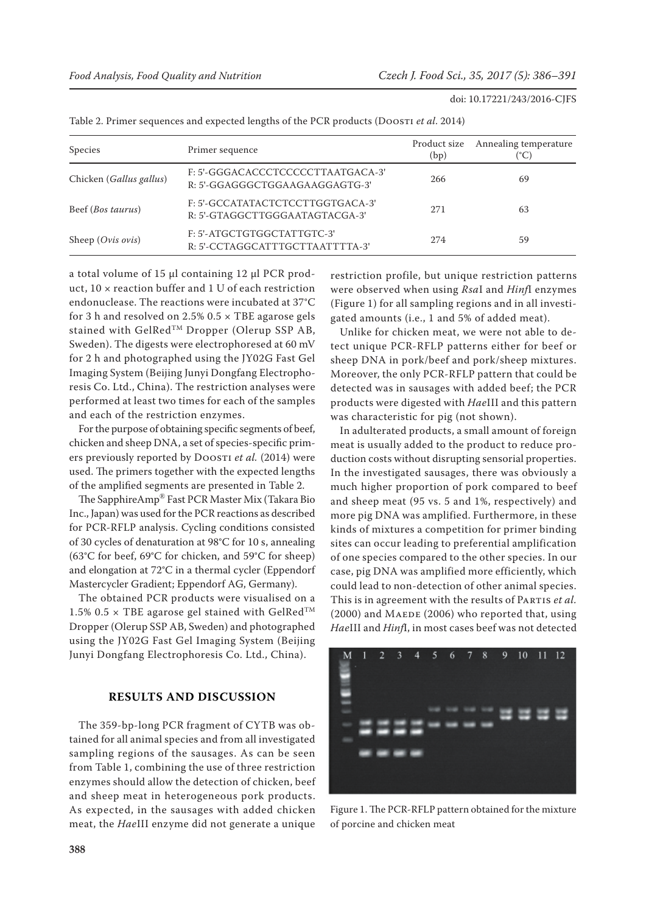Table 2. Primer sequences and expected lengths of the PCR products (Doosti *et al.* 2014)

| Species | Primer sequence | Product size (bp) | Annealing temperature (°C) |
|---|---|---|---|
| Chicken (*Gallus gallus*) | F: 5'-GGGACACCCTCCCCCTTAATGACA-3'<br>R: 5'-GGAGGGCTGGAAGAAGGAGTG-3' | 266 | 69 |
| Beef (*Bos taurus*) | F: 5'-GCCATATACTCTCCTTGGTGACA-3'<br>R: 5'-GTAGGCTTGGGAATAGTACGA-3' | 271 | 63 |
| Sheep (*Ovis ovis*) | F: 5'-ATGCTGTGGCTATTGTC-3'<br>R: 5'-CCTAGGCATTTGCTTAATTTTA-3' | 274 | 59 |

a total volume of 15 µl containing 12 µl PCR product, 10 × reaction buffer and 1 U of each restriction endonuclease. The reactions were incubated at 37°C for 3 h and resolved on 2.5% 0.5 × TBE agarose gels stained with GelRed™ Dropper (Olerup SSP AB, Sweden). The digests were electrophoresed at 60 mV for 2 h and photographed using the JY02G Fast Gel Imaging System (Beijing Junyi Dongfang Electrophoresis Co. Ltd., China). The restriction analyses were performed at least two times for each of the samples and each of the restriction enzymes.

For the purpose of obtaining specific segments of beef, chicken and sheep DNA, a set of species-specific primers previously reported by Doosti *et al.* (2014) were used. The primers together with the expected lengths of the amplified segments are presented in Table 2.

The SapphireAmp® Fast PCR Master Mix (Takara Bio Inc., Japan) was used for the PCR reactions as described for PCR-RFLP analysis. Cycling conditions consisted of 30 cycles of denaturation at 98°C for 10 s, annealing (63°C for beef, 69°C for chicken, and 59°C for sheep) and elongation at 72°C in a thermal cycler (Eppendorf Mastercycler Gradient; Eppendorf AG, Germany).

The obtained PCR products were visualised on a 1.5% 0.5 × TBE agarose gel stained with GelRed™ Dropper (Olerup SSP AB, Sweden) and photographed using the JY02G Fast Gel Imaging System (Beijing Junyi Dongfang Electrophoresis Co. Ltd., China).

## RESULTS AND DISCUSSION

The 359-bp-long PCR fragment of CYTB was obtained for all animal species and from all investigated sampling regions of the sausages. As can be seen from Table 1, combining the use of three restriction enzymes should allow the detection of chicken, beef and sheep meat in heterogeneous pork products. As expected, in the sausages with added chicken meat, the *Hae*III enzyme did not generate a unique restriction profile, but unique restriction patterns were observed when using *Rsa*I and *Hinf*I enzymes (Figure 1) for all sampling regions and in all investigated amounts (i.e., 1 and 5% of added meat).

Unlike for chicken meat, we were not able to detect unique PCR-RFLP patterns either for beef or sheep DNA in pork/beef and pork/sheep mixtures. Moreover, the only PCR-RFLP pattern that could be detected was in sausages with added beef; the PCR products were digested with *Hae*III and this pattern was characteristic for pig (not shown).

In adulterated products, a small amount of foreign meat is usually added to the product to reduce production costs without disrupting sensorial properties. In the investigated sausages, there was obviously a much higher proportion of pork compared to beef and sheep meat (95 vs. 5 and 1%, respectively) and more pig DNA was amplified. Furthermore, in these kinds of mixtures a competition for primer binding sites can occur leading to preferential amplification of one species compared to the other species. In our case, pig DNA was amplified more efficiently, which could lead to non-detection of other animal species. This is in agreement with the results of Partis *et al.* (2000) and Maede (2006) who reported that, using *Hae*III and *Hinf*I, in most cases beef was not detected

Figure 1. The PCR-RFLP pattern obtained for the mixture of porcine and chicken meat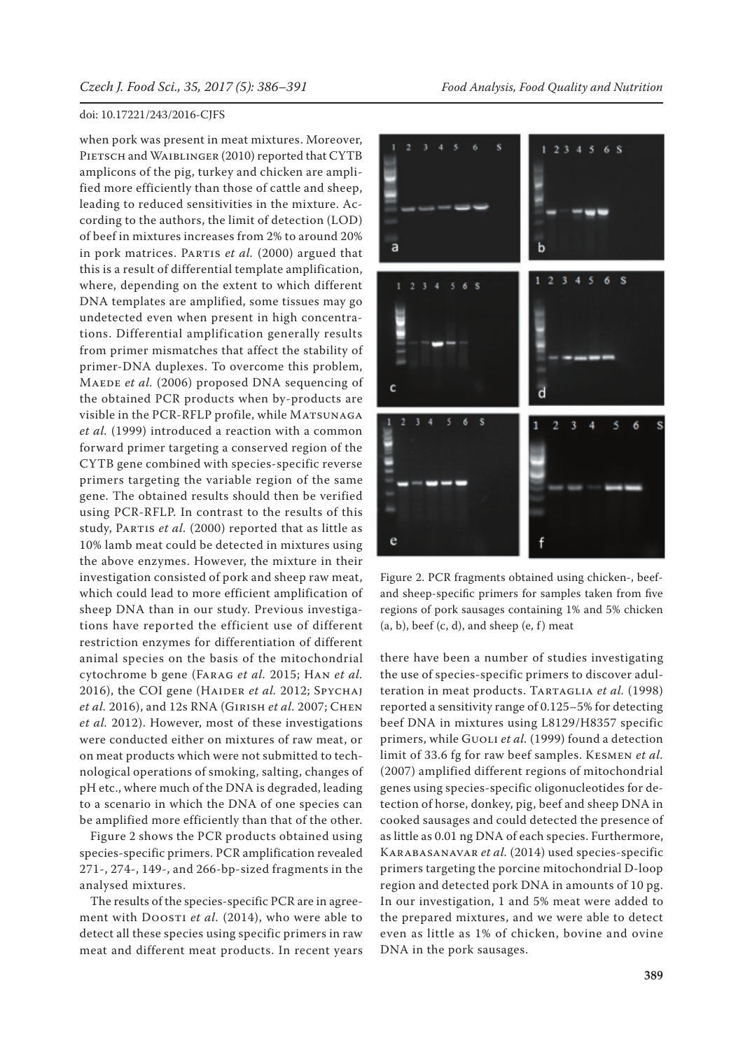when pork was present in meat mixtures. Moreover, Pietsch and Waiblinger (2010) reported that CYTB amplicons of the pig, turkey and chicken are amplified more efficiently than those of cattle and sheep, leading to reduced sensitivities in the mixture. According to the authors, the limit of detection (LOD) of beef in mixtures increases from 2% to around 20% in pork matrices. Partis *et al.* (2000) argued that this is a result of differential template amplification, where, depending on the extent to which different DNA templates are amplified, some tissues may go undetected even when present in high concentrations. Differential amplification generally results from primer mismatches that affect the stability of primer-DNA duplexes. To overcome this problem, Maede *et al.* (2006) proposed DNA sequencing of the obtained PCR products when by-products are visible in the PCR-RFLP profile, while Matsunaga *et al.* (1999) introduced a reaction with a common forward primer targeting a conserved region of the CYTB gene combined with species-specific reverse primers targeting the variable region of the same gene. The obtained results should then be verified using PCR-RFLP. In contrast to the results of this study, Partis *et al.* (2000) reported that as little as 10% lamb meat could be detected in mixtures using the above enzymes. However, the mixture in their investigation consisted of pork and sheep raw meat, which could lead to more efficient amplification of sheep DNA than in our study. Previous investigations have reported the efficient use of different restriction enzymes for differentiation of different animal species on the basis of the mitochondrial cytochrome b gene (Farag *et al.* 2015; Han *et al.* 2016), the COI gene (Haider *et al.* 2012; Spychaj *et al.* 2016), and 12s RNA (Girish *et al.* 2007; Chen *et al.* 2012). However, most of these investigations were conducted either on mixtures of raw meat, or on meat products which were not submitted to technological operations of smoking, salting, changes of pH etc., where much of the DNA is degraded, leading to a scenario in which the DNA of one species can be amplified more efficiently than that of the other.

Figure 2 shows the PCR products obtained using species-specific primers. PCR amplification revealed 271-, 274-, 149-, and 266-bp-sized fragments in the analysed mixtures.

The results of the species-specific PCR are in agreement with Doosti *et al.* (2014), who were able to detect all these species using specific primers in raw meat and different meat products. In recent years there have been a number of studies investigating the use of species-specific primers to discover adulteration in meat products. Tartaglia *et al.* (1998) reported a sensitivity range of 0.125–5% for detecting beef DNA in mixtures using L8129/H8357 specific primers, while Guoli *et al.* (1999) found a detection limit of 33.6 fg for raw beef samples. Kesmen *et al.* (2007) amplified different regions of mitochondrial genes using species-specific oligonucleotides for detection of horse, donkey, pig, beef and sheep DNA in cooked sausages and could detected the presence of as little as 0.01 ng DNA of each species. Furthermore, Karabasanavar *et al.* (2014) used species-specific primers targeting the porcine mitochondrial D-loop region and detected pork DNA in amounts of 10 pg. In our investigation, 1 and 5% meat were added to the prepared mixtures, and we were able to detect even as little as 1% of chicken, bovine and ovine DNA in the pork sausages.

Figure 2. PCR fragments obtained using chicken-, beef- and sheep-specific primers for samples taken from five regions of pork sausages containing 1% and 5% chicken (a, b), beef (c, d), and sheep (e, f) meat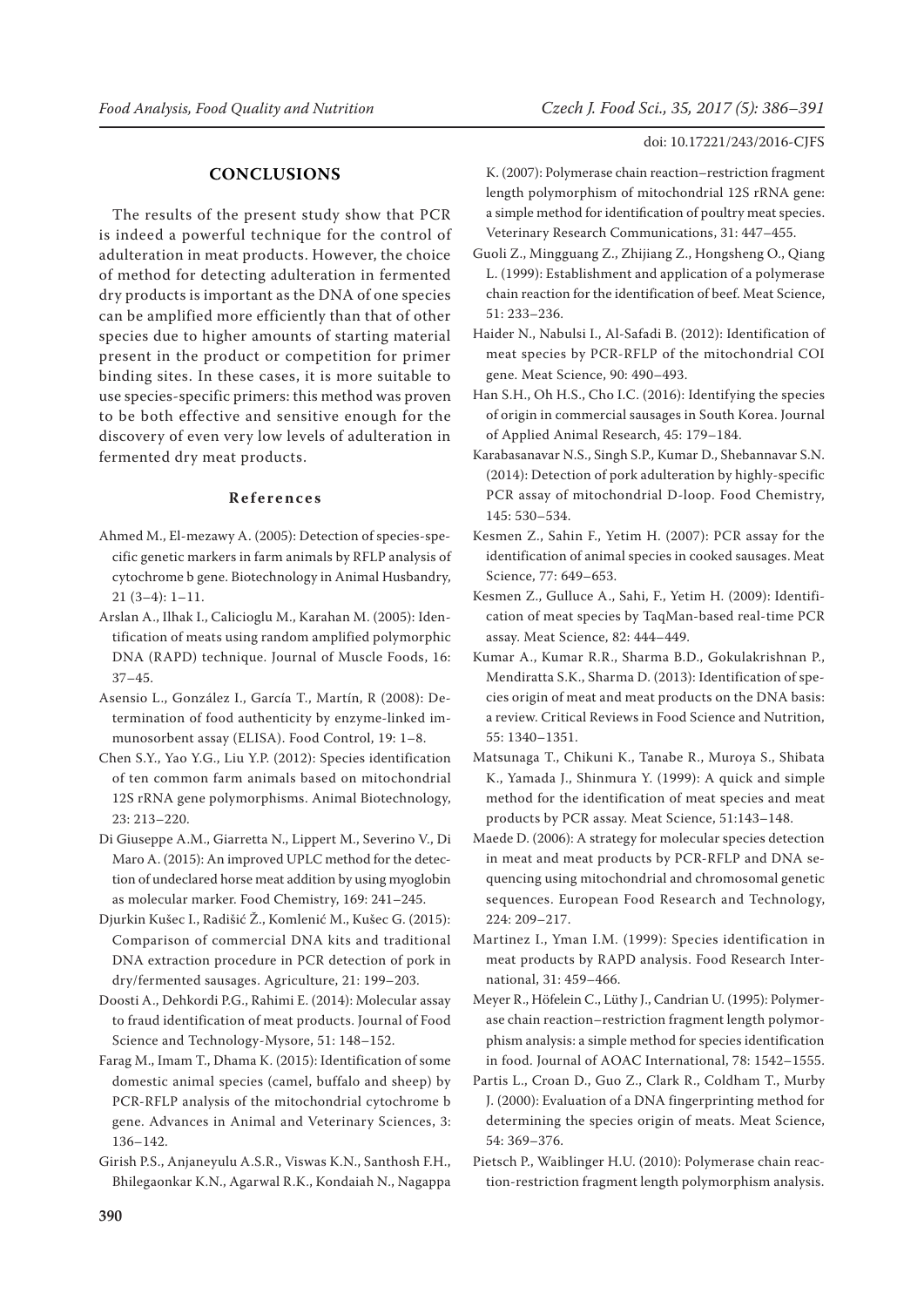## CONCLUSIONS

The results of the present study show that PCR is indeed a powerful technique for the control of adulteration in meat products. However, the choice of method for detecting adulteration in fermented dry products is important as the DNA of one species can be amplified more efficiently than that of other species due to higher amounts of starting material present in the product or competition for primer binding sites. In these cases, it is more suitable to use species-specific primers: this method was proven to be both effective and sensitive enough for the discovery of even very low levels of adulteration in fermented dry meat products.

## References

Ahmed M., El-mezawy A. (2005): Detection of species-specific genetic markers in farm animals by RFLP analysis of cytochrome b gene. Biotechnology in Animal Husbandry, 21 (3–4): 1–11.

Arslan A., Ilhak I., Calicioglu M., Karahan M. (2005): Identification of meats using random amplified polymorphic DNA (RAPD) technique. Journal of Muscle Foods, 16: 37–45.

Asensio L., González I., García T., Martín, R (2008): Determination of food authenticity by enzyme-linked immunosorbent assay (ELISA). Food Control, 19: 1–8.

Chen S.Y., Yao Y.G., Liu Y.P. (2012): Species identification of ten common farm animals based on mitochondrial 12S rRNA gene polymorphisms. Animal Biotechnology, 23: 213–220.

Di Giuseppe A.M., Giarretta N., Lippert M., Severino V., Di Maro A. (2015): An improved UPLC method for the detection of undeclared horse meat addition by using myoglobin as molecular marker. Food Chemistry, 169: 241–245.

Djurkin Kušec I., Radišić Ž., Komlenić M., Kušec G. (2015): Comparison of commercial DNA kits and traditional DNA extraction procedure in PCR detection of pork in dry/fermented sausages. Agriculture, 21: 199–203.

Doosti A., Dehkordi P.G., Rahimi E. (2014): Molecular assay to fraud identification of meat products. Journal of Food Science and Technology-Mysore, 51: 148–152.

Farag M., Imam T., Dhama K. (2015): Identification of some domestic animal species (camel, buffalo and sheep) by PCR-RFLP analysis of the mitochondrial cytochrome b gene. Advances in Animal and Veterinary Sciences, 3: 136–142.

Girish P.S., Anjaneyulu A.S.R., Viswas K.N., Santhosh F.H., Bhilegaonkar K.N., Agarwal R.K., Kondaiah N., Nagappa K. (2007): Polymerase chain reaction–restriction fragment length polymorphism of mitochondrial 12S rRNA gene: a simple method for identification of poultry meat species. Veterinary Research Communications, 31: 447–455.

Guoli Z., Mingguang Z., Zhijiang Z., Hongsheng O., Qiang L. (1999): Establishment and application of a polymerase chain reaction for the identification of beef. Meat Science, 51: 233–236.

Haider N., Nabulsi I., Al-Safadi B. (2012): Identification of meat species by PCR-RFLP of the mitochondrial COI gene. Meat Science, 90: 490–493.

Han S.H., Oh H.S., Cho I.C. (2016): Identifying the species of origin in commercial sausages in South Korea. Journal of Applied Animal Research, 45: 179–184.

Karabasanavar N.S., Singh S.P., Kumar D., Shebannavar S.N. (2014): Detection of pork adulteration by highly-specific PCR assay of mitochondrial D-loop. Food Chemistry, 145: 530–534.

Kesmen Z., Sahin F., Yetim H. (2007): PCR assay for the identification of animal species in cooked sausages. Meat Science, 77: 649–653.

Kesmen Z., Gulluce A., Sahi, F., Yetim H. (2009): Identification of meat species by TaqMan-based real-time PCR assay. Meat Science, 82: 444–449.

Kumar A., Kumar R.R., Sharma B.D., Gokulakrishnan P., Mendiratta S.K., Sharma D. (2013): Identification of species origin of meat and meat products on the DNA basis: a review. Critical Reviews in Food Science and Nutrition, 55: 1340–1351.

Matsunaga T., Chikuni K., Tanabe R., Muroya S., Shibata K., Yamada J., Shinmura Y. (1999): A quick and simple method for the identification of meat species and meat products by PCR assay. Meat Science, 51:143–148.

Maede D. (2006): A strategy for molecular species detection in meat and meat products by PCR-RFLP and DNA sequencing using mitochondrial and chromosomal genetic sequences. European Food Research and Technology, 224: 209–217.

Martinez I., Yman I.M. (1999): Species identification in meat products by RAPD analysis. Food Research International, 31: 459–466.

Meyer R., Höfelein C., Lüthy J., Candrian U. (1995): Polymerase chain reaction–restriction fragment length polymorphism analysis: a simple method for species identification in food. Journal of AOAC International, 78: 1542–1555.

Partis L., Croan D., Guo Z., Clark R., Coldham T., Murby J. (2000): Evaluation of a DNA fingerprinting method for determining the species origin of meats. Meat Science, 54: 369–376.

Pietsch P., Waiblinger H.U. (2010): Polymerase chain reaction-restriction fragment length polymorphism analysis.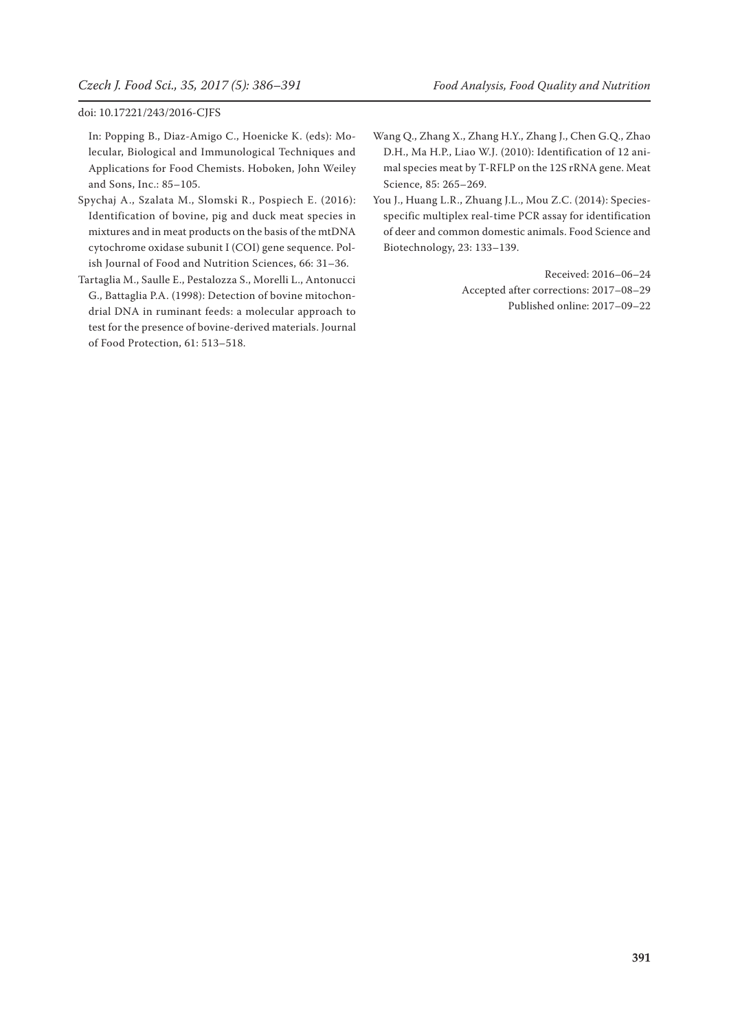In: Popping B., Diaz-Amigo C., Hoenicke K. (eds): Molecular, Biological and Immunological Techniques and Applications for Food Chemists. Hoboken, John Weiley and Sons, Inc.: 85–105.

Spychaj A., Szalata M., Slomski R., Pospiech E. (2016): Identification of bovine, pig and duck meat species in mixtures and in meat products on the basis of the mtDNA cytochrome oxidase subunit I (COI) gene sequence. Polish Journal of Food and Nutrition Sciences, 66: 31–36.

Tartaglia M., Saulle E., Pestalozza S., Morelli L., Antonucci G., Battaglia P.A. (1998): Detection of bovine mitochondrial DNA in ruminant feeds: a molecular approach to test for the presence of bovine-derived materials. Journal of Food Protection, 61: 513–518.

Wang Q., Zhang X., Zhang H.Y., Zhang J., Chen G.Q., Zhao D.H., Ma H.P., Liao W.J. (2010): Identification of 12 animal species meat by T-RFLP on the 12S rRNA gene. Meat Science, 85: 265–269.

You J., Huang L.R., Zhuang J.L., Mou Z.C. (2014): Species-specific multiplex real-time PCR assay for identification of deer and common domestic animals. Food Science and Biotechnology, 23: 133–139.

Received: 2016–06–24
Accepted after corrections: 2017–08–29
Published online: 2017–09–22